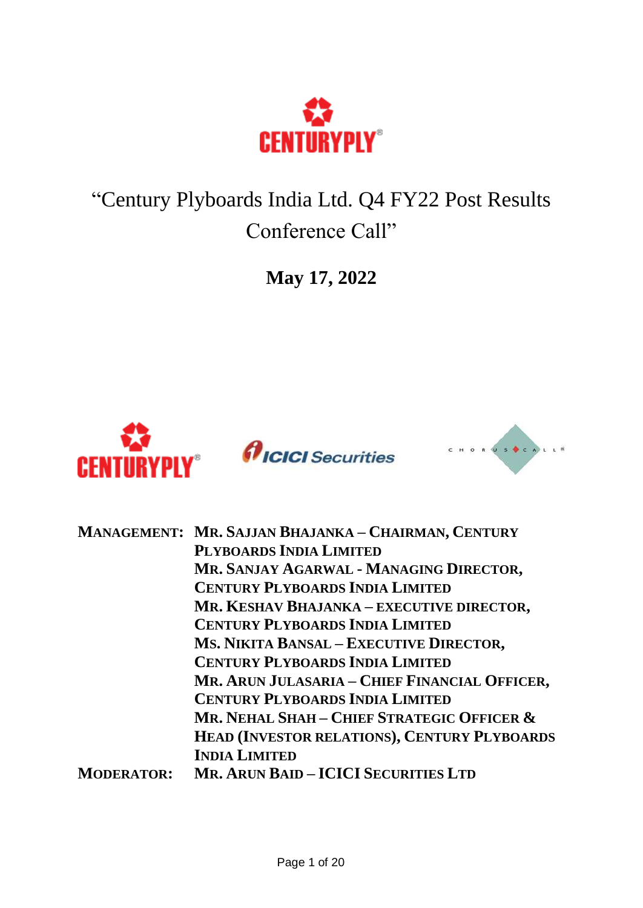# "Century Plyboards India Ltd. Q4 FY22 Post Results Conference Call"

**May 17, 2022**

**MANAGEMENT:** **MR. SAJJAN BHAJANKA – CHAIRMAN, CENTURY PLYBOARDS INDIA LIMITED**
**MR. SANJAY AGARWAL - MANAGING DIRECTOR, CENTURY PLYBOARDS INDIA LIMITED**
**MR. KESHAV BHAJANKA – EXECUTIVE DIRECTOR, CENTURY PLYBOARDS INDIA LIMITED**
**MS. NIKITA BANSAL – EXECUTIVE DIRECTOR, CENTURY PLYBOARDS INDIA LIMITED**
**MR. ARUN JULASARIA – CHIEF FINANCIAL OFFICER, CENTURY PLYBOARDS INDIA LIMITED**
**MR. NEHAL SHAH – CHIEF STRATEGIC OFFICER & HEAD (INVESTOR RELATIONS), CENTURY PLYBOARDS INDIA LIMITED**

**MODERATOR:** **MR. ARUN BAID – ICICI SECURITIES LTD**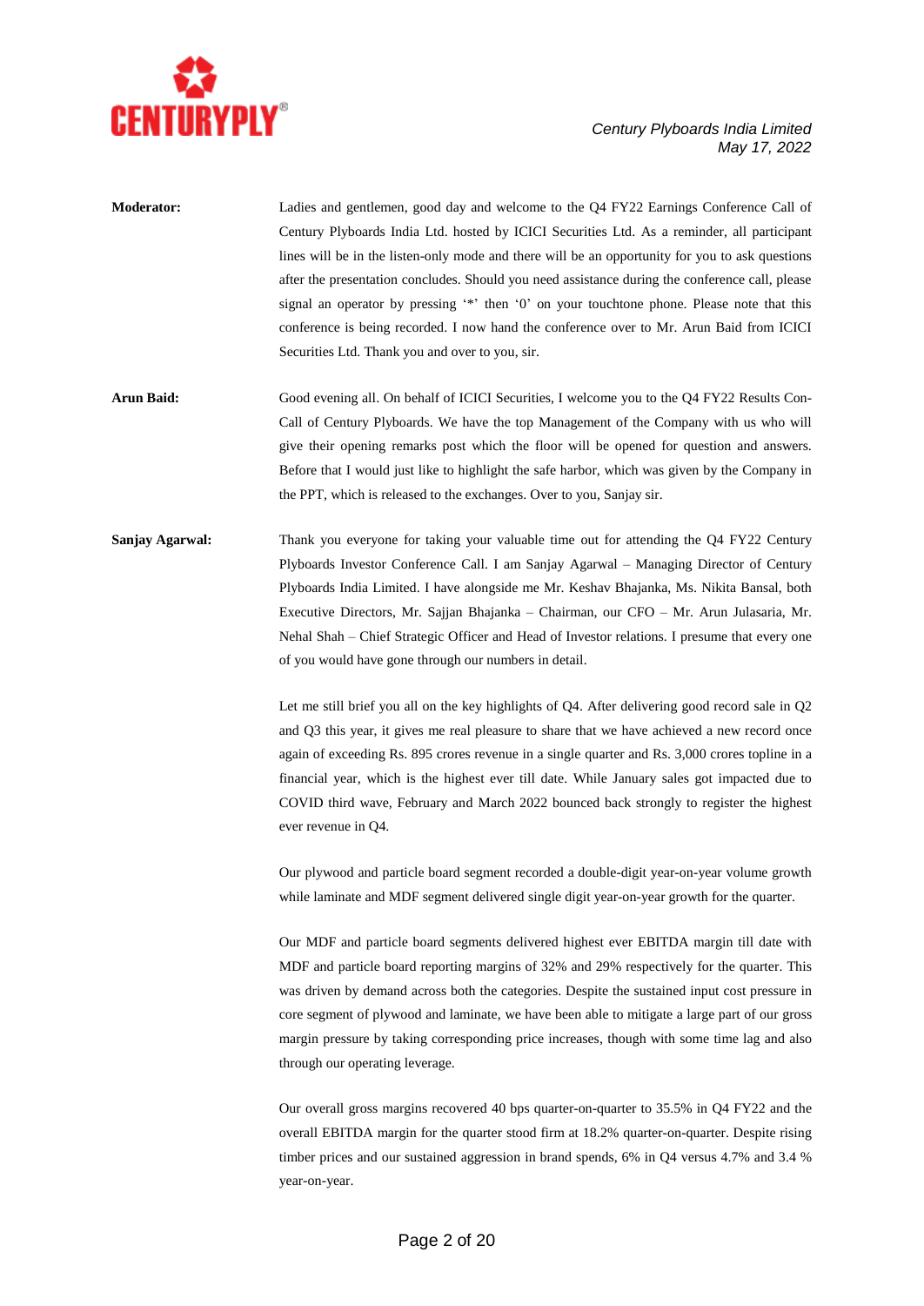**Moderator:** Ladies and gentlemen, good day and welcome to the Q4 FY22 Earnings Conference Call of Century Plyboards India Ltd. hosted by ICICI Securities Ltd. As a reminder, all participant lines will be in the listen-only mode and there will be an opportunity for you to ask questions after the presentation concludes. Should you need assistance during the conference call, please signal an operator by pressing '*' then '0' on your touchtone phone. Please note that this conference is being recorded. I now hand the conference over to Mr. Arun Baid from ICICI Securities Ltd. Thank you and over to you, sir.

**Arun Baid:** Good evening all. On behalf of ICICI Securities, I welcome you to the Q4 FY22 Results Con-Call of Century Plyboards. We have the top Management of the Company with us who will give their opening remarks post which the floor will be opened for question and answers. Before that I would just like to highlight the safe harbor, which was given by the Company in the PPT, which is released to the exchanges. Over to you, Sanjay sir.

**Sanjay Agarwal:** Thank you everyone for taking your valuable time out for attending the Q4 FY22 Century Plyboards Investor Conference Call. I am Sanjay Agarwal – Managing Director of Century Plyboards India Limited. I have alongside me Mr. Keshav Bhajanka, Ms. Nikita Bansal, both Executive Directors, Mr. Sajjan Bhajanka – Chairman, our CFO – Mr. Arun Julasaria, Mr. Nehal Shah – Chief Strategic Officer and Head of Investor relations. I presume that every one of you would have gone through our numbers in detail.

Let me still brief you all on the key highlights of Q4. After delivering good record sale in Q2 and Q3 this year, it gives me real pleasure to share that we have achieved a new record once again of exceeding Rs. 895 crores revenue in a single quarter and Rs. 3,000 crores topline in a financial year, which is the highest ever till date. While January sales got impacted due to COVID third wave, February and March 2022 bounced back strongly to register the highest ever revenue in Q4.

Our plywood and particle board segment recorded a double-digit year-on-year volume growth while laminate and MDF segment delivered single digit year-on-year growth for the quarter.

Our MDF and particle board segments delivered highest ever EBITDA margin till date with MDF and particle board reporting margins of 32% and 29% respectively for the quarter. This was driven by demand across both the categories. Despite the sustained input cost pressure in core segment of plywood and laminate, we have been able to mitigate a large part of our gross margin pressure by taking corresponding price increases, though with some time lag and also through our operating leverage.

Our overall gross margins recovered 40 bps quarter-on-quarter to 35.5% in Q4 FY22 and the overall EBITDA margin for the quarter stood firm at 18.2% quarter-on-quarter. Despite rising timber prices and our sustained aggression in brand spends, 6% in Q4 versus 4.7% and 3.4 % year-on-year.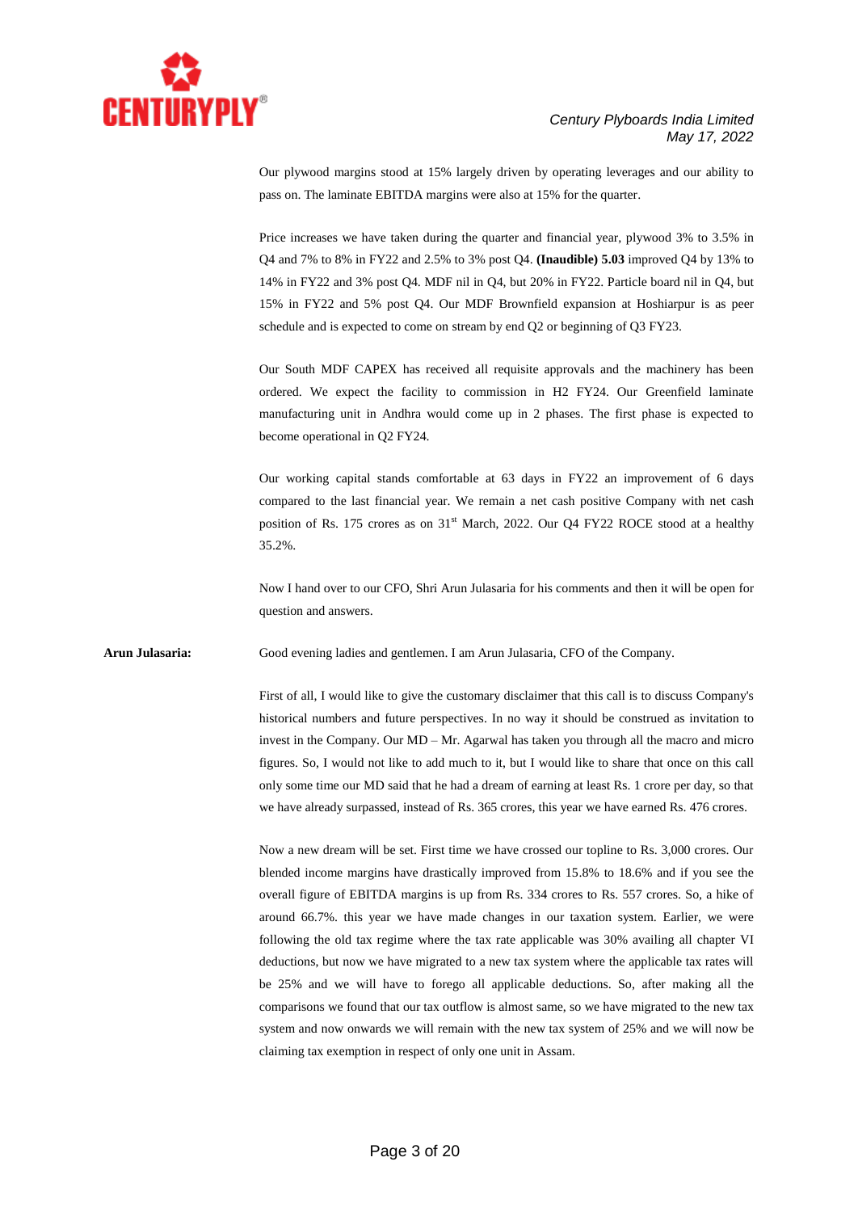Our plywood margins stood at 15% largely driven by operating leverages and our ability to pass on. The laminate EBITDA margins were also at 15% for the quarter.

Price increases we have taken during the quarter and financial year, plywood 3% to 3.5% in Q4 and 7% to 8% in FY22 and 2.5% to 3% post Q4. **(Inaudible) 5.03** improved Q4 by 13% to 14% in FY22 and 3% post Q4. MDF nil in Q4, but 20% in FY22. Particle board nil in Q4, but 15% in FY22 and 5% post Q4. Our MDF Brownfield expansion at Hoshiarpur is as peer schedule and is expected to come on stream by end Q2 or beginning of Q3 FY23.

Our South MDF CAPEX has received all requisite approvals and the machinery has been ordered. We expect the facility to commission in H2 FY24. Our Greenfield laminate manufacturing unit in Andhra would come up in 2 phases. The first phase is expected to become operational in Q2 FY24.

Our working capital stands comfortable at 63 days in FY22 an improvement of 6 days compared to the last financial year. We remain a net cash positive Company with net cash position of Rs. 175 crores as on 31st March, 2022. Our Q4 FY22 ROCE stood at a healthy 35.2%.

Now I hand over to our CFO, Shri Arun Julasaria for his comments and then it will be open for question and answers.

**Arun Julasaria:** Good evening ladies and gentlemen. I am Arun Julasaria, CFO of the Company.

First of all, I would like to give the customary disclaimer that this call is to discuss Company's historical numbers and future perspectives. In no way it should be construed as invitation to invest in the Company. Our MD – Mr. Agarwal has taken you through all the macro and micro figures. So, I would not like to add much to it, but I would like to share that once on this call only some time our MD said that he had a dream of earning at least Rs. 1 crore per day, so that we have already surpassed, instead of Rs. 365 crores, this year we have earned Rs. 476 crores.

Now a new dream will be set. First time we have crossed our topline to Rs. 3,000 crores. Our blended income margins have drastically improved from 15.8% to 18.6% and if you see the overall figure of EBITDA margins is up from Rs. 334 crores to Rs. 557 crores. So, a hike of around 66.7%. this year we have made changes in our taxation system. Earlier, we were following the old tax regime where the tax rate applicable was 30% availing all chapter VI deductions, but now we have migrated to a new tax system where the applicable tax rates will be 25% and we will have to forego all applicable deductions. So, after making all the comparisons we found that our tax outflow is almost same, so we have migrated to the new tax system and now onwards we will remain with the new tax system of 25% and we will now be claiming tax exemption in respect of only one unit in Assam.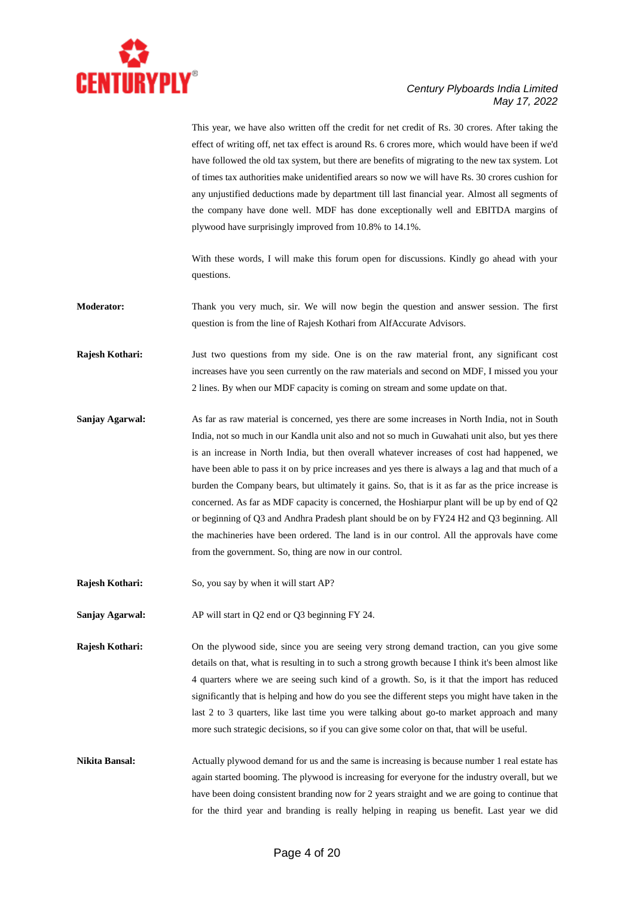This year, we have also written off the credit for net credit of Rs. 30 crores. After taking the effect of writing off, net tax effect is around Rs. 6 crores more, which would have been if we'd have followed the old tax system, but there are benefits of migrating to the new tax system. Lot of times tax authorities make unidentified arears so now we will have Rs. 30 crores cushion for any unjustified deductions made by department till last financial year. Almost all segments of the company have done well. MDF has done exceptionally well and EBITDA margins of plywood have surprisingly improved from 10.8% to 14.1%.

With these words, I will make this forum open for discussions. Kindly go ahead with your questions.

**Moderator:** Thank you very much, sir. We will now begin the question and answer session. The first question is from the line of Rajesh Kothari from AlfAccurate Advisors.

**Rajesh Kothari:** Just two questions from my side. One is on the raw material front, any significant cost increases have you seen currently on the raw materials and second on MDF, I missed you your 2 lines. By when our MDF capacity is coming on stream and some update on that.

**Sanjay Agarwal:** As far as raw material is concerned, yes there are some increases in North India, not in South India, not so much in our Kandla unit also and not so much in Guwahati unit also, but yes there is an increase in North India, but then overall whatever increases of cost had happened, we have been able to pass it on by price increases and yes there is always a lag and that much of a burden the Company bears, but ultimately it gains. So, that is it as far as the price increase is concerned. As far as MDF capacity is concerned, the Hoshiarpur plant will be up by end of Q2 or beginning of Q3 and Andhra Pradesh plant should be on by FY24 H2 and Q3 beginning. All the machineries have been ordered. The land is in our control. All the approvals have come from the government. So, thing are now in our control.

**Rajesh Kothari:** So, you say by when it will start AP?

**Sanjay Agarwal:** AP will start in Q2 end or Q3 beginning FY 24.

**Rajesh Kothari:** On the plywood side, since you are seeing very strong demand traction, can you give some details on that, what is resulting in to such a strong growth because I think it's been almost like 4 quarters where we are seeing such kind of a growth. So, is it that the import has reduced significantly that is helping and how do you see the different steps you might have taken in the last 2 to 3 quarters, like last time you were talking about go-to market approach and many more such strategic decisions, so if you can give some color on that, that will be useful.

**Nikita Bansal:** Actually plywood demand for us and the same is increasing is because number 1 real estate has again started booming. The plywood is increasing for everyone for the industry overall, but we have been doing consistent branding now for 2 years straight and we are going to continue that for the third year and branding is really helping in reaping us benefit. Last year we did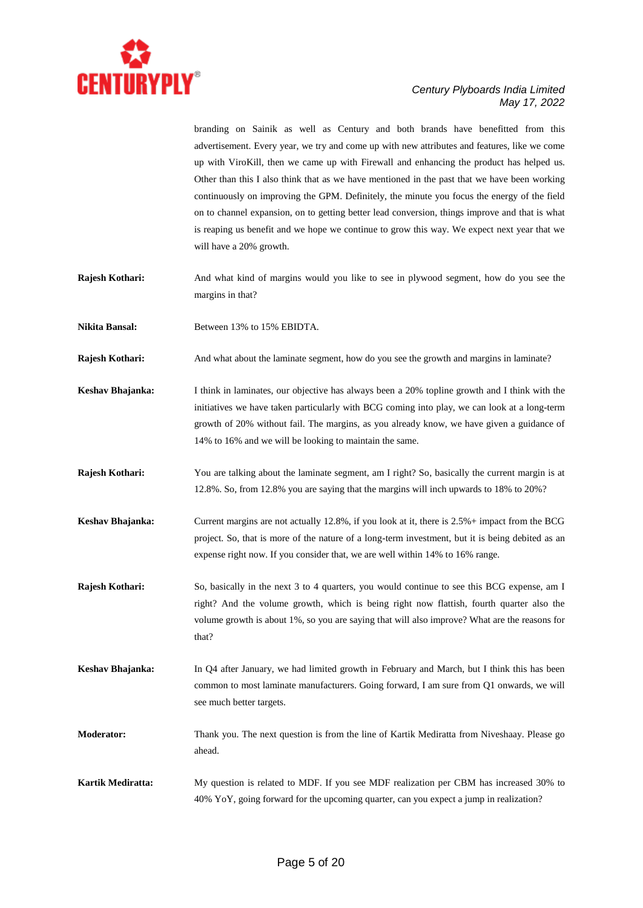branding on Sainik as well as Century and both brands have benefitted from this advertisement. Every year, we try and come up with new attributes and features, like we come up with ViroKill, then we came up with Firewall and enhancing the product has helped us. Other than this I also think that as we have mentioned in the past that we have been working continuously on improving the GPM. Definitely, the minute you focus the energy of the field on to channel expansion, on to getting better lead conversion, things improve and that is what is reaping us benefit and we hope we continue to grow this way. We expect next year that we will have a 20% growth.

**Rajesh Kothari:** And what kind of margins would you like to see in plywood segment, how do you see the margins in that?

**Nikita Bansal:** Between 13% to 15% EBIDTA.

**Rajesh Kothari:** And what about the laminate segment, how do you see the growth and margins in laminate?

**Keshav Bhajanka:** I think in laminates, our objective has always been a 20% topline growth and I think with the initiatives we have taken particularly with BCG coming into play, we can look at a long-term growth of 20% without fail. The margins, as you already know, we have given a guidance of 14% to 16% and we will be looking to maintain the same.

**Rajesh Kothari:** You are talking about the laminate segment, am I right? So, basically the current margin is at 12.8%. So, from 12.8% you are saying that the margins will inch upwards to 18% to 20%?

**Keshav Bhajanka:** Current margins are not actually 12.8%, if you look at it, there is 2.5%+ impact from the BCG project. So, that is more of the nature of a long-term investment, but it is being debited as an expense right now. If you consider that, we are well within 14% to 16% range.

**Rajesh Kothari:** So, basically in the next 3 to 4 quarters, you would continue to see this BCG expense, am I right? And the volume growth, which is being right now flattish, fourth quarter also the volume growth is about 1%, so you are saying that will also improve? What are the reasons for that?

**Keshav Bhajanka:** In Q4 after January, we had limited growth in February and March, but I think this has been common to most laminate manufacturers. Going forward, I am sure from Q1 onwards, we will see much better targets.

**Moderator:** Thank you. The next question is from the line of Kartik Mediratta from Niveshaay. Please go ahead.

**Kartik Mediratta:** My question is related to MDF. If you see MDF realization per CBM has increased 30% to 40% YoY, going forward for the upcoming quarter, can you expect a jump in realization?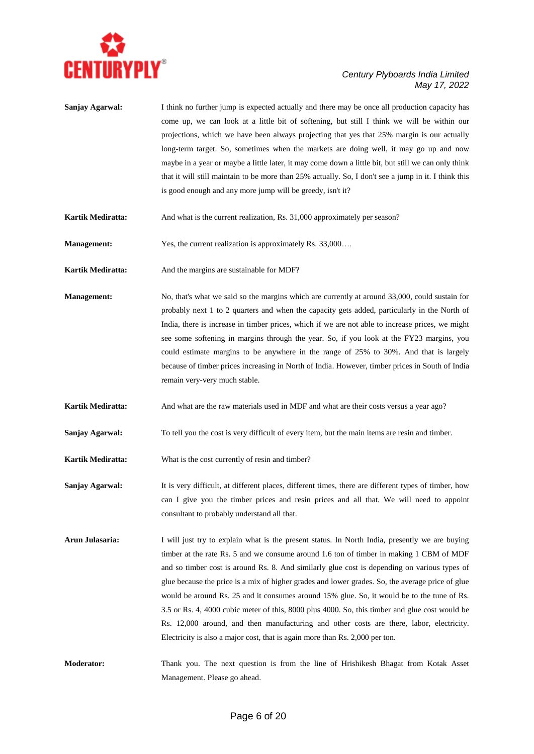**Sanjay Agarwal:** I think no further jump is expected actually and there may be once all production capacity has come up, we can look at a little bit of softening, but still I think we will be within our projections, which we have been always projecting that yes that 25% margin is our actually long-term target. So, sometimes when the markets are doing well, it may go up and now maybe in a year or maybe a little later, it may come down a little bit, but still we can only think that it will still maintain to be more than 25% actually. So, I don't see a jump in it. I think this is good enough and any more jump will be greedy, isn't it?

**Kartik Mediratta:** And what is the current realization, Rs. 31,000 approximately per season?

**Management:** Yes, the current realization is approximately Rs. 33,000….

**Kartik Mediratta:** And the margins are sustainable for MDF?

**Management:** No, that's what we said so the margins which are currently at around 33,000, could sustain for probably next 1 to 2 quarters and when the capacity gets added, particularly in the North of India, there is increase in timber prices, which if we are not able to increase prices, we might see some softening in margins through the year. So, if you look at the FY23 margins, you could estimate margins to be anywhere in the range of 25% to 30%. And that is largely because of timber prices increasing in North of India. However, timber prices in South of India remain very-very much stable.

**Kartik Mediratta:** And what are the raw materials used in MDF and what are their costs versus a year ago?

**Sanjay Agarwal:** To tell you the cost is very difficult of every item, but the main items are resin and timber.

**Kartik Mediratta:** What is the cost currently of resin and timber?

**Sanjay Agarwal:** It is very difficult, at different places, different times, there are different types of timber, how can I give you the timber prices and resin prices and all that. We will need to appoint consultant to probably understand all that.

**Arun Julasaria:** I will just try to explain what is the present status. In North India, presently we are buying timber at the rate Rs. 5 and we consume around 1.6 ton of timber in making 1 CBM of MDF and so timber cost is around Rs. 8. And similarly glue cost is depending on various types of glue because the price is a mix of higher grades and lower grades. So, the average price of glue would be around Rs. 25 and it consumes around 15% glue. So, it would be to the tune of Rs. 3.5 or Rs. 4, 4000 cubic meter of this, 8000 plus 4000. So, this timber and glue cost would be Rs. 12,000 around, and then manufacturing and other costs are there, labor, electricity. Electricity is also a major cost, that is again more than Rs. 2,000 per ton.

**Moderator:** Thank you. The next question is from the line of Hrishikesh Bhagat from Kotak Asset Management. Please go ahead.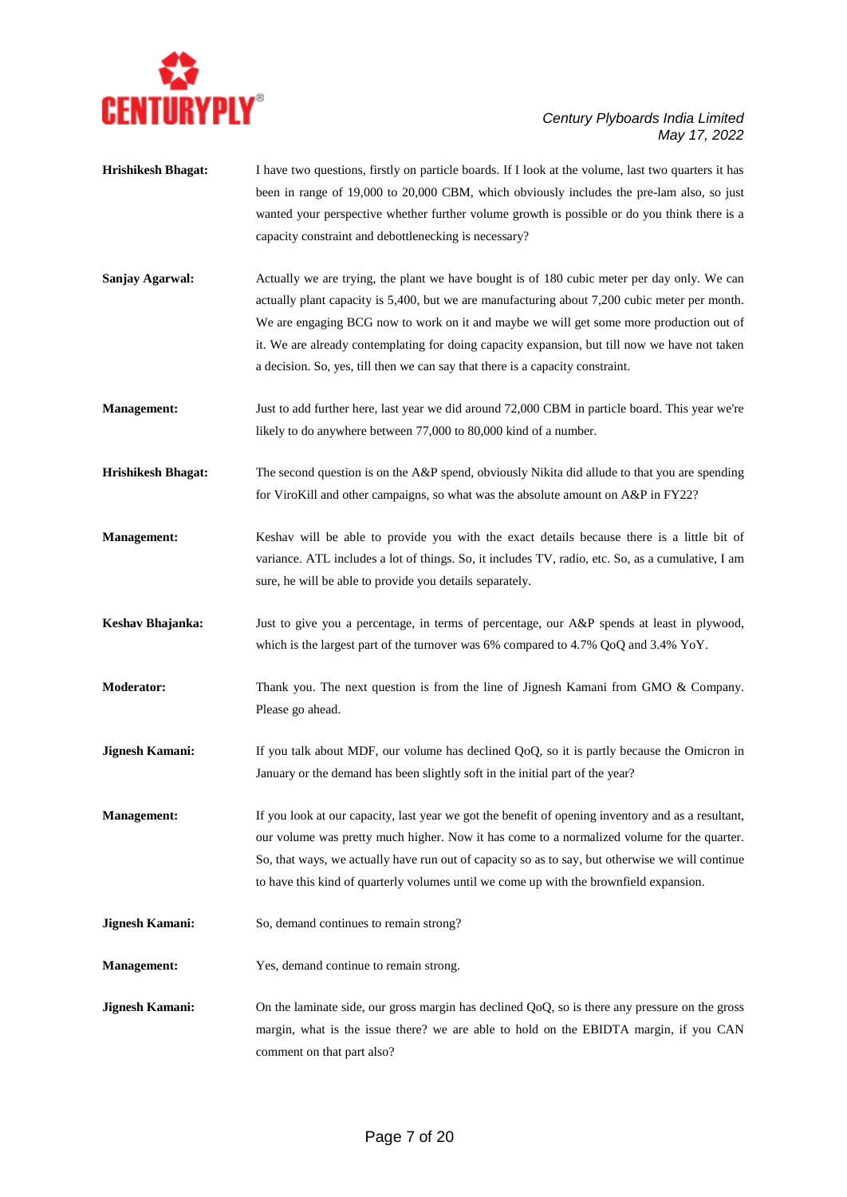**Hrishikesh Bhagat:** I have two questions, firstly on particle boards. If I look at the volume, last two quarters it has been in range of 19,000 to 20,000 CBM, which obviously includes the pre-lam also, so just wanted your perspective whether further volume growth is possible or do you think there is a capacity constraint and debottlenecking is necessary?

**Sanjay Agarwal:** Actually we are trying, the plant we have bought is of 180 cubic meter per day only. We can actually plant capacity is 5,400, but we are manufacturing about 7,200 cubic meter per month. We are engaging BCG now to work on it and maybe we will get some more production out of it. We are already contemplating for doing capacity expansion, but till now we have not taken a decision. So, yes, till then we can say that there is a capacity constraint.

**Management:** Just to add further here, last year we did around 72,000 CBM in particle board. This year we're likely to do anywhere between 77,000 to 80,000 kind of a number.

**Hrishikesh Bhagat:** The second question is on the A&P spend, obviously Nikita did allude to that you are spending for ViroKill and other campaigns, so what was the absolute amount on A&P in FY22?

**Management:** Keshav will be able to provide you with the exact details because there is a little bit of variance. ATL includes a lot of things. So, it includes TV, radio, etc. So, as a cumulative, I am sure, he will be able to provide you details separately.

**Keshav Bhajanka:** Just to give you a percentage, in terms of percentage, our A&P spends at least in plywood, which is the largest part of the turnover was 6% compared to 4.7% QoQ and 3.4% YoY.

**Moderator:** Thank you. The next question is from the line of Jignesh Kamani from GMO & Company. Please go ahead.

**Jignesh Kamani:** If you talk about MDF, our volume has declined QoQ, so it is partly because the Omicron in January or the demand has been slightly soft in the initial part of the year?

**Management:** If you look at our capacity, last year we got the benefit of opening inventory and as a resultant, our volume was pretty much higher. Now it has come to a normalized volume for the quarter. So, that ways, we actually have run out of capacity so as to say, but otherwise we will continue to have this kind of quarterly volumes until we come up with the brownfield expansion.

**Jignesh Kamani:** So, demand continues to remain strong?

**Management:** Yes, demand continue to remain strong.

**Jignesh Kamani:** On the laminate side, our gross margin has declined QoQ, so is there any pressure on the gross margin, what is the issue there? we are able to hold on the EBIDTA margin, if you CAN comment on that part also?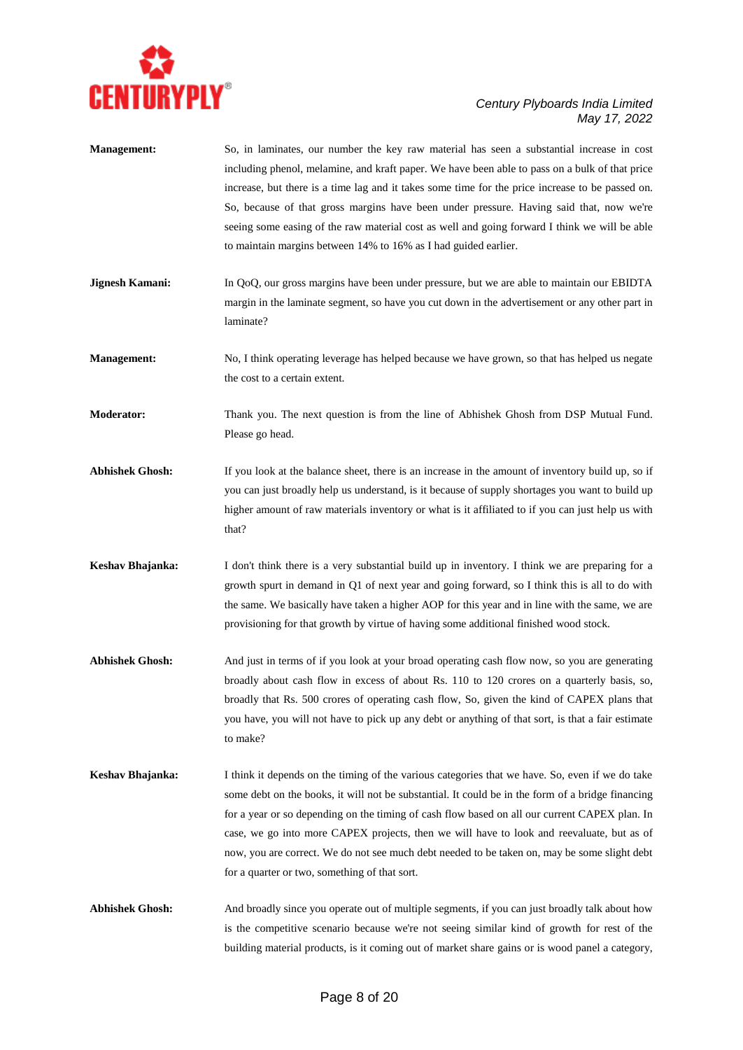**Management:** So, in laminates, our number the key raw material has seen a substantial increase in cost including phenol, melamine, and kraft paper. We have been able to pass on a bulk of that price increase, but there is a time lag and it takes some time for the price increase to be passed on. So, because of that gross margins have been under pressure. Having said that, now we're seeing some easing of the raw material cost as well and going forward I think we will be able to maintain margins between 14% to 16% as I had guided earlier.

**Jignesh Kamani:** In QoQ, our gross margins have been under pressure, but we are able to maintain our EBIDTA margin in the laminate segment, so have you cut down in the advertisement or any other part in laminate?

**Management:** No, I think operating leverage has helped because we have grown, so that has helped us negate the cost to a certain extent.

**Moderator:** Thank you. The next question is from the line of Abhishek Ghosh from DSP Mutual Fund. Please go head.

**Abhishek Ghosh:** If you look at the balance sheet, there is an increase in the amount of inventory build up, so if you can just broadly help us understand, is it because of supply shortages you want to build up higher amount of raw materials inventory or what is it affiliated to if you can just help us with that?

**Keshav Bhajanka:** I don't think there is a very substantial build up in inventory. I think we are preparing for a growth spurt in demand in Q1 of next year and going forward, so I think this is all to do with the same. We basically have taken a higher AOP for this year and in line with the same, we are provisioning for that growth by virtue of having some additional finished wood stock.

**Abhishek Ghosh:** And just in terms of if you look at your broad operating cash flow now, so you are generating broadly about cash flow in excess of about Rs. 110 to 120 crores on a quarterly basis, so, broadly that Rs. 500 crores of operating cash flow, So, given the kind of CAPEX plans that you have, you will not have to pick up any debt or anything of that sort, is that a fair estimate to make?

**Keshav Bhajanka:** I think it depends on the timing of the various categories that we have. So, even if we do take some debt on the books, it will not be substantial. It could be in the form of a bridge financing for a year or so depending on the timing of cash flow based on all our current CAPEX plan. In case, we go into more CAPEX projects, then we will have to look and reevaluate, but as of now, you are correct. We do not see much debt needed to be taken on, may be some slight debt for a quarter or two, something of that sort.

**Abhishek Ghosh:** And broadly since you operate out of multiple segments, if you can just broadly talk about how is the competitive scenario because we're not seeing similar kind of growth for rest of the building material products, is it coming out of market share gains or is wood panel a category,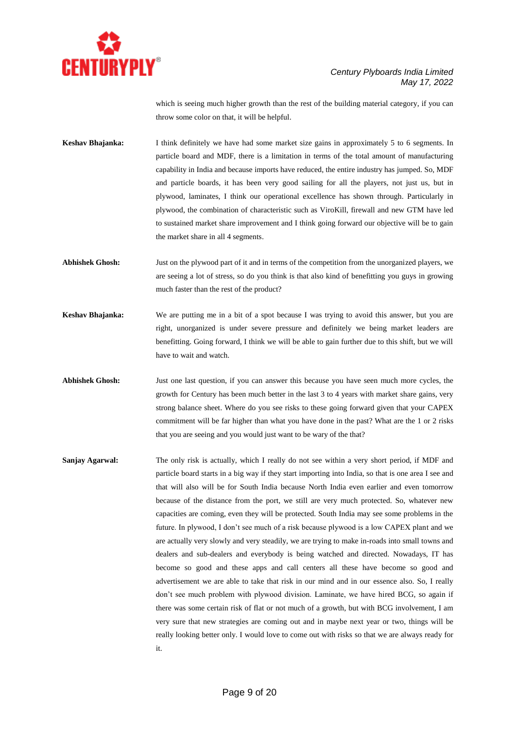which is seeing much higher growth than the rest of the building material category, if you can throw some color on that, it will be helpful.

**Keshav Bhajanka:** I think definitely we have had some market size gains in approximately 5 to 6 segments. In particle board and MDF, there is a limitation in terms of the total amount of manufacturing capability in India and because imports have reduced, the entire industry has jumped. So, MDF and particle boards, it has been very good sailing for all the players, not just us, but in plywood, laminates, I think our operational excellence has shown through. Particularly in plywood, the combination of characteristic such as ViroKill, firewall and new GTM have led to sustained market share improvement and I think going forward our objective will be to gain the market share in all 4 segments.

**Abhishek Ghosh:** Just on the plywood part of it and in terms of the competition from the unorganized players, we are seeing a lot of stress, so do you think is that also kind of benefitting you guys in growing much faster than the rest of the product?

**Keshav Bhajanka:** We are putting me in a bit of a spot because I was trying to avoid this answer, but you are right, unorganized is under severe pressure and definitely we being market leaders are benefitting. Going forward, I think we will be able to gain further due to this shift, but we will have to wait and watch.

**Abhishek Ghosh:** Just one last question, if you can answer this because you have seen much more cycles, the growth for Century has been much better in the last 3 to 4 years with market share gains, very strong balance sheet. Where do you see risks to these going forward given that your CAPEX commitment will be far higher than what you have done in the past? What are the 1 or 2 risks that you are seeing and you would just want to be wary of the that?

**Sanjay Agarwal:** The only risk is actually, which I really do not see within a very short period, if MDF and particle board starts in a big way if they start importing into India, so that is one area I see and that will also will be for South India because North India even earlier and even tomorrow because of the distance from the port, we still are very much protected. So, whatever new capacities are coming, even they will be protected. South India may see some problems in the future. In plywood, I don't see much of a risk because plywood is a low CAPEX plant and we are actually very slowly and very steadily, we are trying to make in-roads into small towns and dealers and sub-dealers and everybody is being watched and directed. Nowadays, IT has become so good and these apps and call centers all these have become so good and advertisement we are able to take that risk in our mind and in our essence also. So, I really don't see much problem with plywood division. Laminate, we have hired BCG, so again if there was some certain risk of flat or not much of a growth, but with BCG involvement, I am very sure that new strategies are coming out and in maybe next year or two, things will be really looking better only. I would love to come out with risks so that we are always ready for it.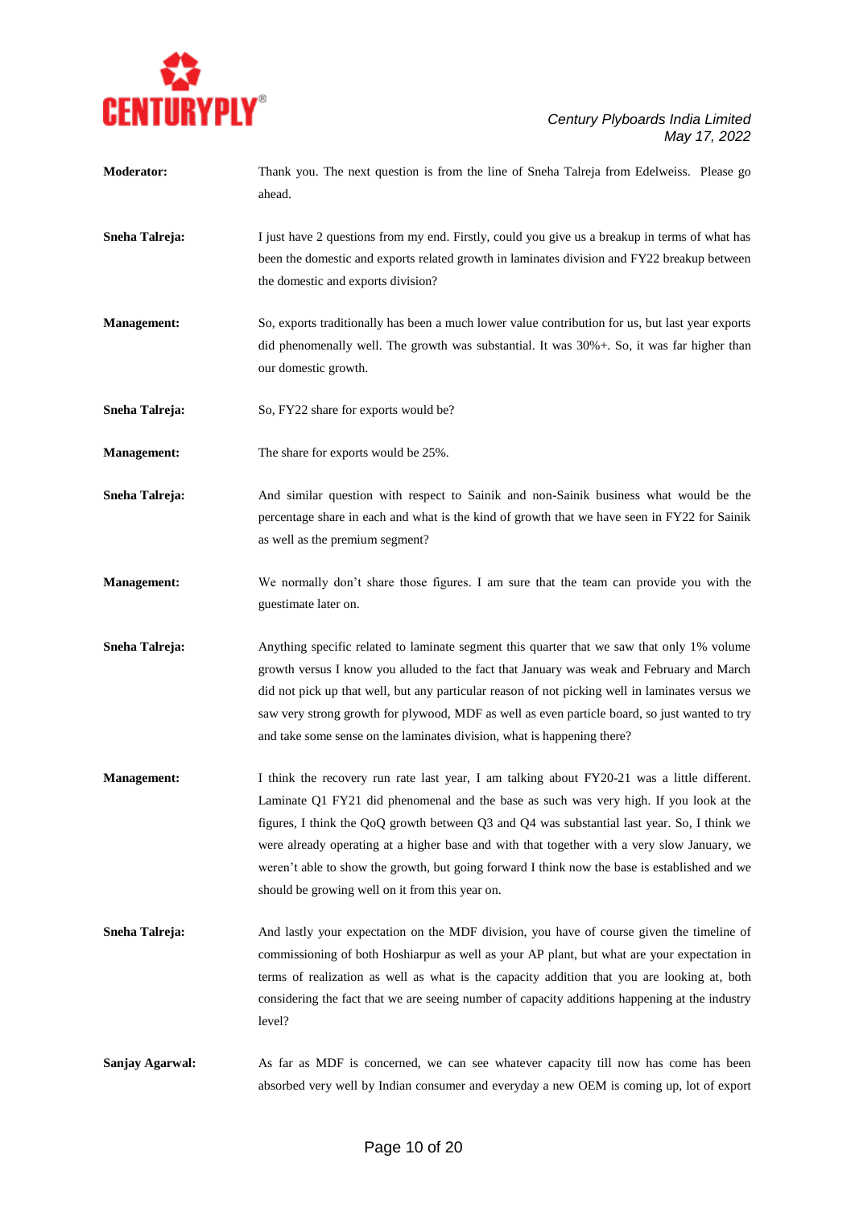**Moderator:** Thank you. The next question is from the line of Sneha Talreja from Edelweiss. Please go ahead.

**Sneha Talreja:** I just have 2 questions from my end. Firstly, could you give us a breakup in terms of what has been the domestic and exports related growth in laminates division and FY22 breakup between the domestic and exports division?

**Management:** So, exports traditionally has been a much lower value contribution for us, but last year exports did phenomenally well. The growth was substantial. It was 30%+. So, it was far higher than our domestic growth.

**Sneha Talreja:** So, FY22 share for exports would be?

**Management:** The share for exports would be 25%.

**Sneha Talreja:** And similar question with respect to Sainik and non-Sainik business what would be the percentage share in each and what is the kind of growth that we have seen in FY22 for Sainik as well as the premium segment?

**Management:** We normally don't share those figures. I am sure that the team can provide you with the guestimate later on.

**Sneha Talreja:** Anything specific related to laminate segment this quarter that we saw that only 1% volume growth versus I know you alluded to the fact that January was weak and February and March did not pick up that well, but any particular reason of not picking well in laminates versus we saw very strong growth for plywood, MDF as well as even particle board, so just wanted to try and take some sense on the laminates division, what is happening there?

**Management:** I think the recovery run rate last year, I am talking about FY20-21 was a little different. Laminate Q1 FY21 did phenomenal and the base as such was very high. If you look at the figures, I think the QoQ growth between Q3 and Q4 was substantial last year. So, I think we were already operating at a higher base and with that together with a very slow January, we weren't able to show the growth, but going forward I think now the base is established and we should be growing well on it from this year on.

**Sneha Talreja:** And lastly your expectation on the MDF division, you have of course given the timeline of commissioning of both Hoshiarpur as well as your AP plant, but what are your expectation in terms of realization as well as what is the capacity addition that you are looking at, both considering the fact that we are seeing number of capacity additions happening at the industry level?

**Sanjay Agarwal:** As far as MDF is concerned, we can see whatever capacity till now has come has been absorbed very well by Indian consumer and everyday a new OEM is coming up, lot of export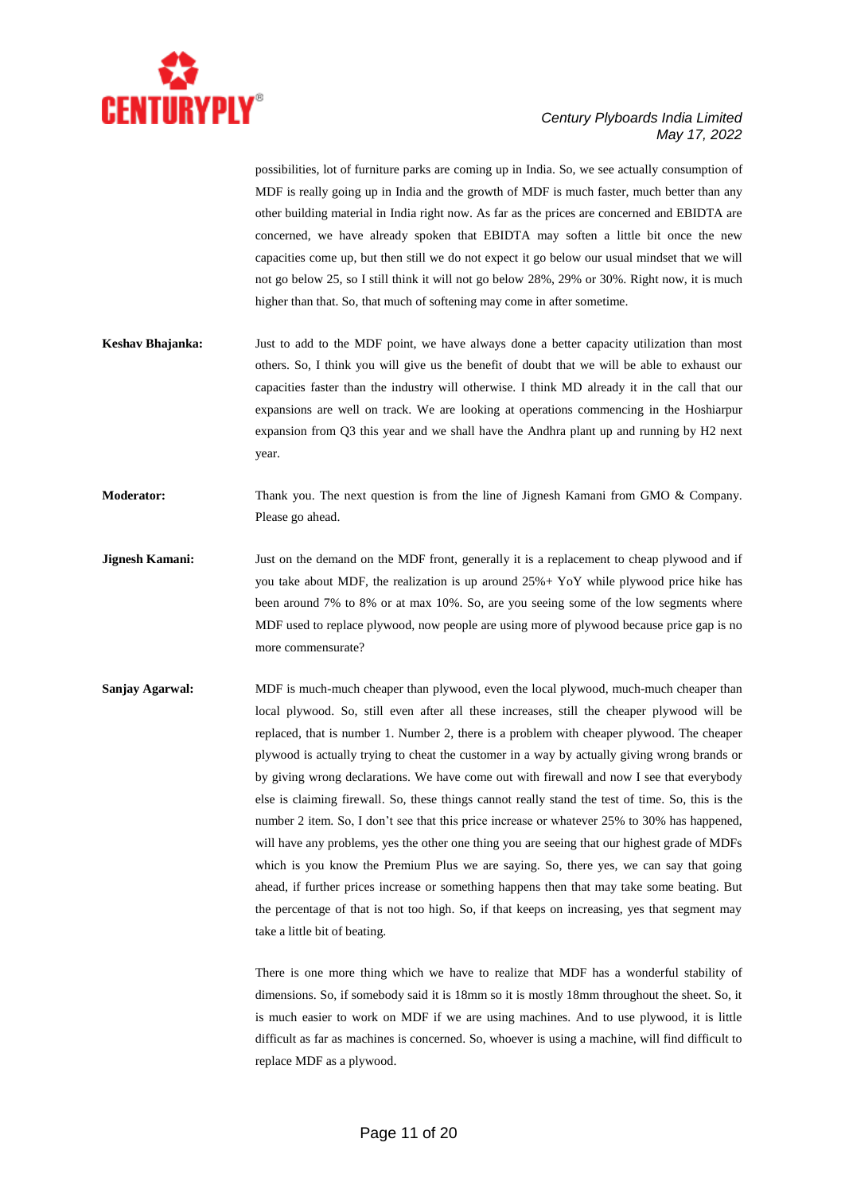possibilities, lot of furniture parks are coming up in India. So, we see actually consumption of MDF is really going up in India and the growth of MDF is much faster, much better than any other building material in India right now. As far as the prices are concerned and EBIDTA are concerned, we have already spoken that EBIDTA may soften a little bit once the new capacities come up, but then still we do not expect it go below our usual mindset that we will not go below 25, so I still think it will not go below 28%, 29% or 30%. Right now, it is much higher than that. So, that much of softening may come in after sometime.

**Keshav Bhajanka:** Just to add to the MDF point, we have always done a better capacity utilization than most others. So, I think you will give us the benefit of doubt that we will be able to exhaust our capacities faster than the industry will otherwise. I think MD already it in the call that our expansions are well on track. We are looking at operations commencing in the Hoshiarpur expansion from Q3 this year and we shall have the Andhra plant up and running by H2 next year.

**Moderator:** Thank you. The next question is from the line of Jignesh Kamani from GMO & Company. Please go ahead.

**Jignesh Kamani:** Just on the demand on the MDF front, generally it is a replacement to cheap plywood and if you take about MDF, the realization is up around 25%+ YoY while plywood price hike has been around 7% to 8% or at max 10%. So, are you seeing some of the low segments where MDF used to replace plywood, now people are using more of plywood because price gap is no more commensurate?

**Sanjay Agarwal:** MDF is much-much cheaper than plywood, even the local plywood, much-much cheaper than local plywood. So, still even after all these increases, still the cheaper plywood will be replaced, that is number 1. Number 2, there is a problem with cheaper plywood. The cheaper plywood is actually trying to cheat the customer in a way by actually giving wrong brands or by giving wrong declarations. We have come out with firewall and now I see that everybody else is claiming firewall. So, these things cannot really stand the test of time. So, this is the number 2 item. So, I don't see that this price increase or whatever 25% to 30% has happened, will have any problems, yes the other one thing you are seeing that our highest grade of MDFs which is you know the Premium Plus we are saying. So, there yes, we can say that going ahead, if further prices increase or something happens then that may take some beating. But the percentage of that is not too high. So, if that keeps on increasing, yes that segment may take a little bit of beating.

There is one more thing which we have to realize that MDF has a wonderful stability of dimensions. So, if somebody said it is 18mm so it is mostly 18mm throughout the sheet. So, it is much easier to work on MDF if we are using machines. And to use plywood, it is little difficult as far as machines is concerned. So, whoever is using a machine, will find difficult to replace MDF as a plywood.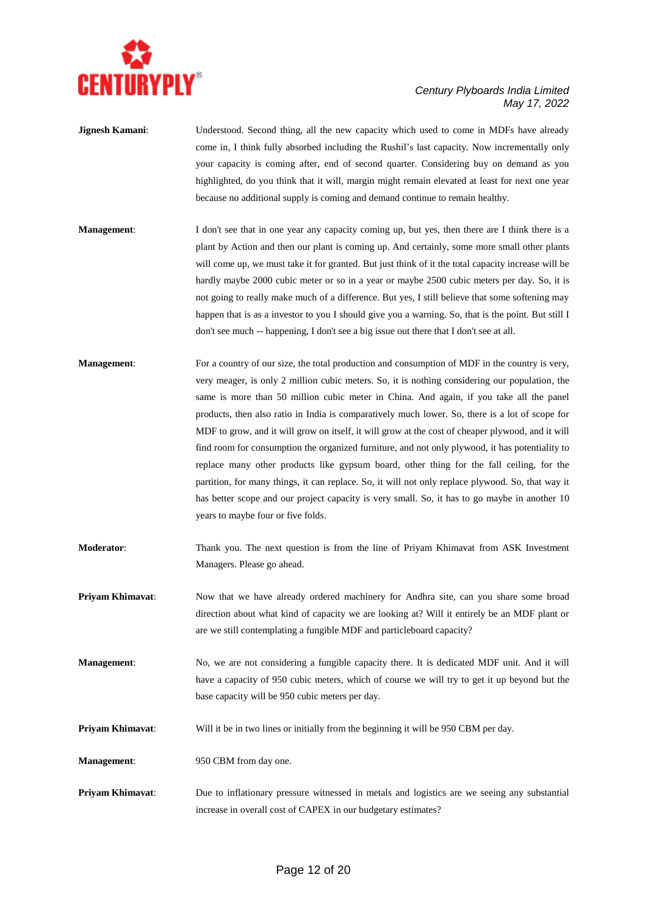**Jignesh Kamani**: Understood. Second thing, all the new capacity which used to come in MDFs have already come in, I think fully absorbed including the Rushil's last capacity. Now incrementally only your capacity is coming after, end of second quarter. Considering buy on demand as you highlighted, do you think that it will, margin might remain elevated at least for next one year because no additional supply is coming and demand continue to remain healthy.

**Management**: I don't see that in one year any capacity coming up, but yes, then there are I think there is a plant by Action and then our plant is coming up. And certainly, some more small other plants will come up, we must take it for granted. But just think of it the total capacity increase will be hardly maybe 2000 cubic meter or so in a year or maybe 2500 cubic meters per day. So, it is not going to really make much of a difference. But yes, I still believe that some softening may happen that is as a investor to you I should give you a warning. So, that is the point. But still I don't see much -- happening, I don't see a big issue out there that I don't see at all.

**Management**: For a country of our size, the total production and consumption of MDF in the country is very, very meager, is only 2 million cubic meters. So, it is nothing considering our population, the same is more than 50 million cubic meter in China. And again, if you take all the panel products, then also ratio in India is comparatively much lower. So, there is a lot of scope for MDF to grow, and it will grow on itself, it will grow at the cost of cheaper plywood, and it will find room for consumption the organized furniture, and not only plywood, it has potentiality to replace many other products like gypsum board, other thing for the fall ceiling, for the partition, for many things, it can replace. So, it will not only replace plywood. So, that way it has better scope and our project capacity is very small. So, it has to go maybe in another 10 years to maybe four or five folds.

**Moderator**: Thank you. The next question is from the line of Priyam Khimavat from ASK Investment Managers. Please go ahead.

**Priyam Khimavat**: Now that we have already ordered machinery for Andhra site, can you share some broad direction about what kind of capacity we are looking at? Will it entirely be an MDF plant or are we still contemplating a fungible MDF and particleboard capacity?

**Management**: No, we are not considering a fungible capacity there. It is dedicated MDF unit. And it will have a capacity of 950 cubic meters, which of course we will try to get it up beyond but the base capacity will be 950 cubic meters per day.

**Priyam Khimavat**: Will it be in two lines or initially from the beginning it will be 950 CBM per day.

**Management**: 950 CBM from day one.

**Priyam Khimavat**: Due to inflationary pressure witnessed in metals and logistics are we seeing any substantial increase in overall cost of CAPEX in our budgetary estimates?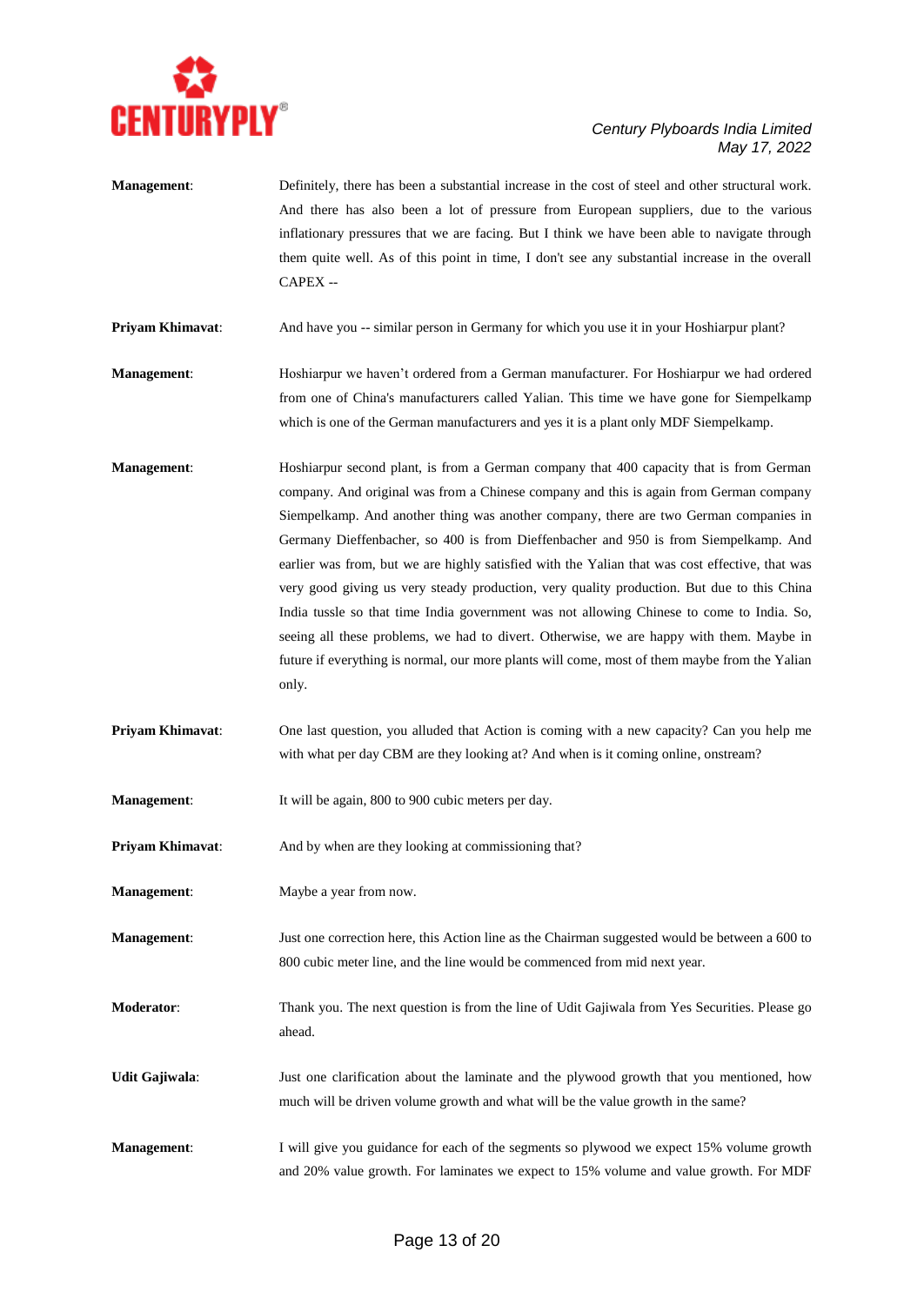**Management**: Definitely, there has been a substantial increase in the cost of steel and other structural work. And there has also been a lot of pressure from European suppliers, due to the various inflationary pressures that we are facing. But I think we have been able to navigate through them quite well. As of this point in time, I don't see any substantial increase in the overall CAPEX --

**Priyam Khimavat**: And have you -- similar person in Germany for which you use it in your Hoshiarpur plant?

**Management**: Hoshiarpur we haven't ordered from a German manufacturer. For Hoshiarpur we had ordered from one of China's manufacturers called Yalian. This time we have gone for Siempelkamp which is one of the German manufacturers and yes it is a plant only MDF Siempelkamp.

**Management**: Hoshiarpur second plant, is from a German company that 400 capacity that is from German company. And original was from a Chinese company and this is again from German company Siempelkamp. And another thing was another company, there are two German companies in Germany Dieffenbacher, so 400 is from Dieffenbacher and 950 is from Siempelkamp. And earlier was from, but we are highly satisfied with the Yalian that was cost effective, that was very good giving us very steady production, very quality production. But due to this China India tussle so that time India government was not allowing Chinese to come to India. So, seeing all these problems, we had to divert. Otherwise, we are happy with them. Maybe in future if everything is normal, our more plants will come, most of them maybe from the Yalian only.

**Priyam Khimavat**: One last question, you alluded that Action is coming with a new capacity? Can you help me with what per day CBM are they looking at? And when is it coming online, onstream?

**Management**: It will be again, 800 to 900 cubic meters per day.

**Priyam Khimavat**: And by when are they looking at commissioning that?

**Management**: Maybe a year from now.

**Management**: Just one correction here, this Action line as the Chairman suggested would be between a 600 to 800 cubic meter line, and the line would be commenced from mid next year.

**Moderator**: Thank you. The next question is from the line of Udit Gajiwala from Yes Securities. Please go ahead.

**Udit Gajiwala**: Just one clarification about the laminate and the plywood growth that you mentioned, how much will be driven volume growth and what will be the value growth in the same?

**Management**: I will give you guidance for each of the segments so plywood we expect 15% volume growth and 20% value growth. For laminates we expect to 15% volume and value growth. For MDF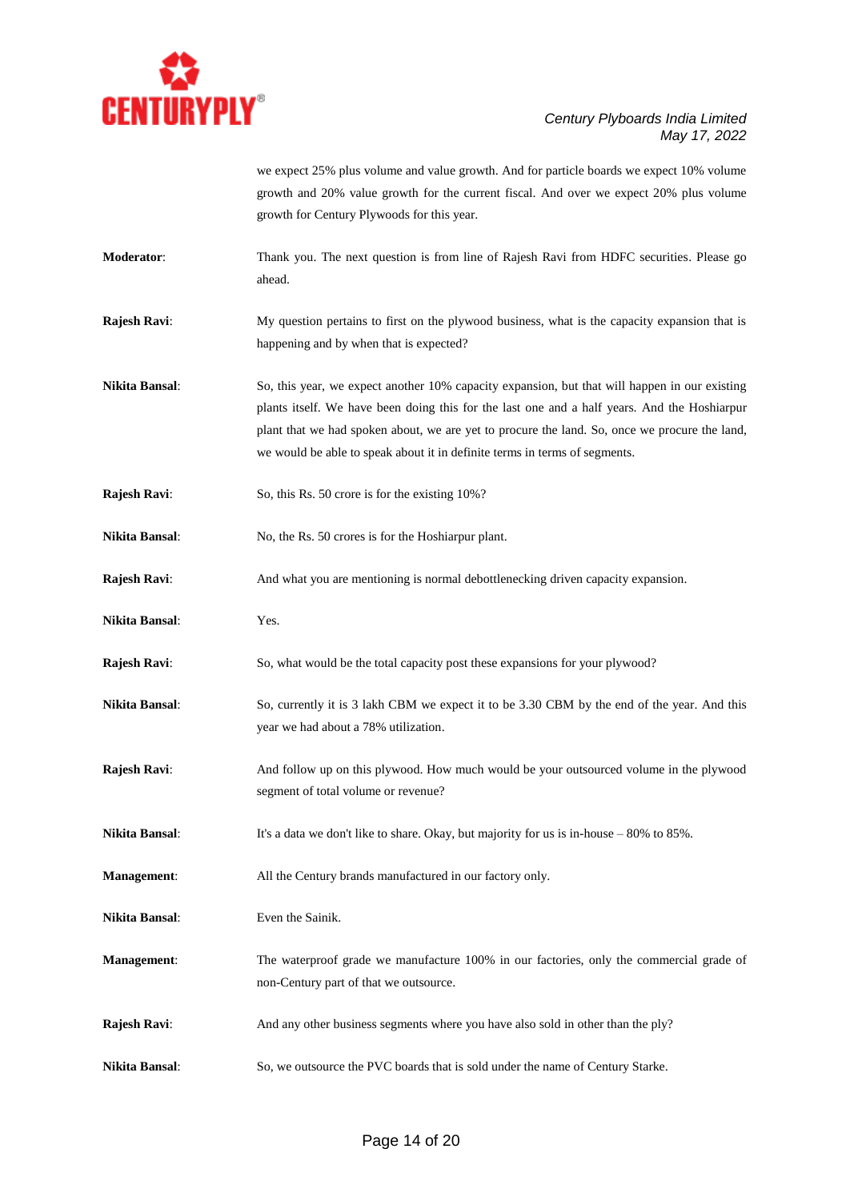we expect 25% plus volume and value growth. And for particle boards we expect 10% volume growth and 20% value growth for the current fiscal. And over we expect 20% plus volume growth for Century Plywoods for this year.

**Moderator**: Thank you. The next question is from line of Rajesh Ravi from HDFC securities. Please go ahead.

**Rajesh Ravi**: My question pertains to first on the plywood business, what is the capacity expansion that is happening and by when that is expected?

**Nikita Bansal**: So, this year, we expect another 10% capacity expansion, but that will happen in our existing plants itself. We have been doing this for the last one and a half years. And the Hoshiarpur plant that we had spoken about, we are yet to procure the land. So, once we procure the land, we would be able to speak about it in definite terms in terms of segments.

**Rajesh Ravi**: So, this Rs. 50 crore is for the existing 10%?

**Nikita Bansal**: No, the Rs. 50 crores is for the Hoshiarpur plant.

**Rajesh Ravi**: And what you are mentioning is normal debottlenecking driven capacity expansion.

**Nikita Bansal**: Yes.

**Rajesh Ravi**: So, what would be the total capacity post these expansions for your plywood?

**Nikita Bansal**: So, currently it is 3 lakh CBM we expect it to be 3.30 CBM by the end of the year. And this year we had about a 78% utilization.

**Rajesh Ravi**: And follow up on this plywood. How much would be your outsourced volume in the plywood segment of total volume or revenue?

**Nikita Bansal**: It's a data we don't like to share. Okay, but majority for us is in-house – 80% to 85%.

**Management**: All the Century brands manufactured in our factory only.

**Nikita Bansal**: Even the Sainik.

**Management**: The waterproof grade we manufacture 100% in our factories, only the commercial grade of non-Century part of that we outsource.

**Rajesh Ravi**: And any other business segments where you have also sold in other than the ply?

**Nikita Bansal**: So, we outsource the PVC boards that is sold under the name of Century Starke.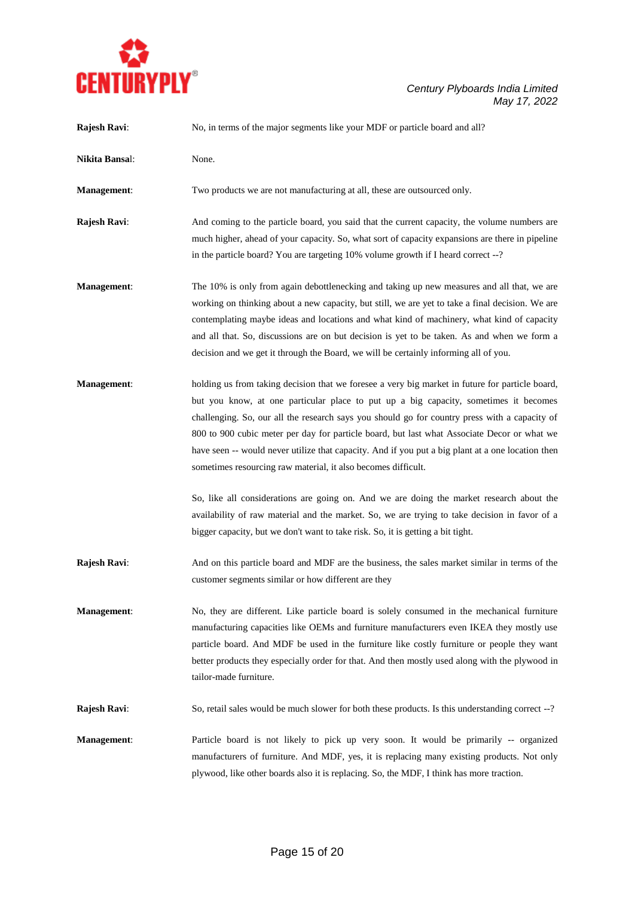**Rajesh Ravi**: No, in terms of the major segments like your MDF or particle board and all?

**Nikita Bansal**: None.

**Management**: Two products we are not manufacturing at all, these are outsourced only.

**Rajesh Ravi**: And coming to the particle board, you said that the current capacity, the volume numbers are much higher, ahead of your capacity. So, what sort of capacity expansions are there in pipeline in the particle board? You are targeting 10% volume growth if I heard correct --?

**Management**: The 10% is only from again debottlenecking and taking up new measures and all that, we are working on thinking about a new capacity, but still, we are yet to take a final decision. We are contemplating maybe ideas and locations and what kind of machinery, what kind of capacity and all that. So, discussions are on but decision is yet to be taken. As and when we form a decision and we get it through the Board, we will be certainly informing all of you.

**Management**: holding us from taking decision that we foresee a very big market in future for particle board, but you know, at one particular place to put up a big capacity, sometimes it becomes challenging. So, our all the research says you should go for country press with a capacity of 800 to 900 cubic meter per day for particle board, but last what Associate Decor or what we have seen -- would never utilize that capacity. And if you put a big plant at a one location then sometimes resourcing raw material, it also becomes difficult.

So, like all considerations are going on. And we are doing the market research about the availability of raw material and the market. So, we are trying to take decision in favor of a bigger capacity, but we don't want to take risk. So, it is getting a bit tight.

**Rajesh Ravi**: And on this particle board and MDF are the business, the sales market similar in terms of the customer segments similar or how different are they

**Management**: No, they are different. Like particle board is solely consumed in the mechanical furniture manufacturing capacities like OEMs and furniture manufacturers even IKEA they mostly use particle board. And MDF be used in the furniture like costly furniture or people they want better products they especially order for that. And then mostly used along with the plywood in tailor-made furniture.

**Rajesh Ravi**: So, retail sales would be much slower for both these products. Is this understanding correct --?

**Management**: Particle board is not likely to pick up very soon. It would be primarily -- organized manufacturers of furniture. And MDF, yes, it is replacing many existing products. Not only plywood, like other boards also it is replacing. So, the MDF, I think has more traction.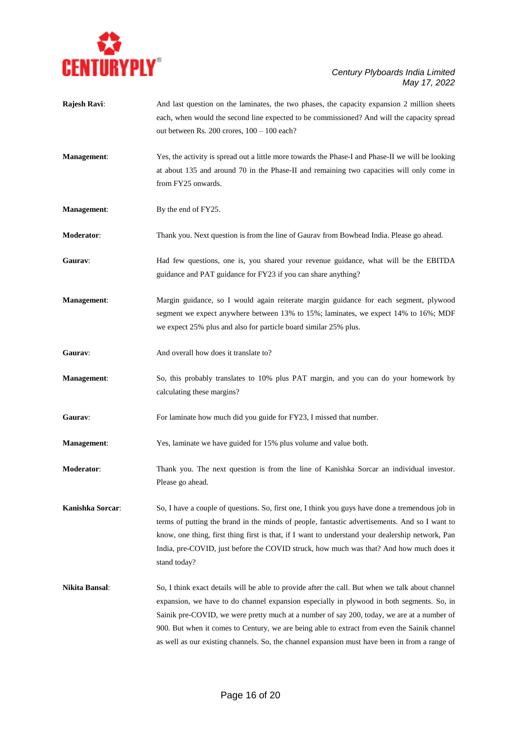**Rajesh Ravi**: And last question on the laminates, the two phases, the capacity expansion 2 million sheets each, when would the second line expected to be commissioned? And will the capacity spread out between Rs. 200 crores, 100 – 100 each?

**Management**: Yes, the activity is spread out a little more towards the Phase-I and Phase-II we will be looking at about 135 and around 70 in the Phase-II and remaining two capacities will only come in from FY25 onwards.

**Management**: By the end of FY25.

**Moderator**: Thank you. Next question is from the line of Gaurav from Bowhead India. Please go ahead.

**Gaurav**: Had few questions, one is, you shared your revenue guidance, what will be the EBITDA guidance and PAT guidance for FY23 if you can share anything?

**Management**: Margin guidance, so I would again reiterate margin guidance for each segment, plywood segment we expect anywhere between 13% to 15%; laminates, we expect 14% to 16%; MDF we expect 25% plus and also for particle board similar 25% plus.

**Gaurav**: And overall how does it translate to?

**Management**: So, this probably translates to 10% plus PAT margin, and you can do your homework by calculating these margins?

**Gaurav**: For laminate how much did you guide for FY23, I missed that number.

**Management**: Yes, laminate we have guided for 15% plus volume and value both.

**Moderator**: Thank you. The next question is from the line of Kanishka Sorcar an individual investor. Please go ahead.

**Kanishka Sorcar**: So, I have a couple of questions. So, first one, I think you guys have done a tremendous job in terms of putting the brand in the minds of people, fantastic advertisements. And so I want to know, one thing, first thing first is that, if I want to understand your dealership network, Pan India, pre-COVID, just before the COVID struck, how much was that? And how much does it stand today?

**Nikita Bansal**: So, I think exact details will be able to provide after the call. But when we talk about channel expansion, we have to do channel expansion especially in plywood in both segments. So, in Sainik pre-COVID, we were pretty much at a number of say 200, today, we are at a number of 900. But when it comes to Century, we are being able to extract from even the Sainik channel as well as our existing channels. So, the channel expansion must have been in from a range of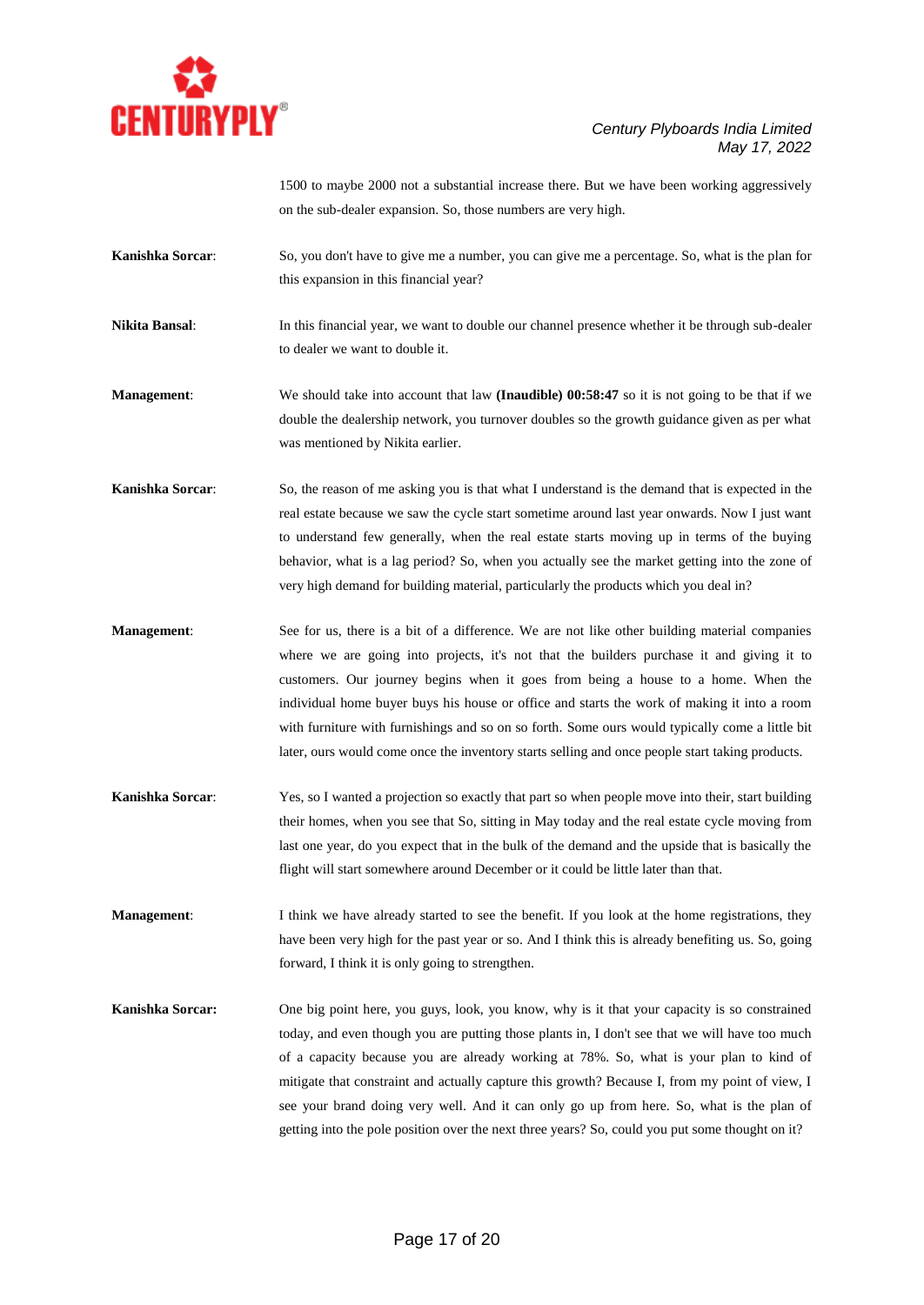1500 to maybe 2000 not a substantial increase there. But we have been working aggressively on the sub-dealer expansion. So, those numbers are very high.

**Kanishka Sorcar**: So, you don't have to give me a number, you can give me a percentage. So, what is the plan for this expansion in this financial year?

**Nikita Bansal**: In this financial year, we want to double our channel presence whether it be through sub-dealer to dealer we want to double it.

**Management**: We should take into account that law **(Inaudible) 00:58:47** so it is not going to be that if we double the dealership network, you turnover doubles so the growth guidance given as per what was mentioned by Nikita earlier.

**Kanishka Sorcar**: So, the reason of me asking you is that what I understand is the demand that is expected in the real estate because we saw the cycle start sometime around last year onwards. Now I just want to understand few generally, when the real estate starts moving up in terms of the buying behavior, what is a lag period? So, when you actually see the market getting into the zone of very high demand for building material, particularly the products which you deal in?

**Management**: See for us, there is a bit of a difference. We are not like other building material companies where we are going into projects, it's not that the builders purchase it and giving it to customers. Our journey begins when it goes from being a house to a home. When the individual home buyer buys his house or office and starts the work of making it into a room with furniture with furnishings and so on so forth. Some ours would typically come a little bit later, ours would come once the inventory starts selling and once people start taking products.

**Kanishka Sorcar**: Yes, so I wanted a projection so exactly that part so when people move into their, start building their homes, when you see that So, sitting in May today and the real estate cycle moving from last one year, do you expect that in the bulk of the demand and the upside that is basically the flight will start somewhere around December or it could be little later than that.

**Management**: I think we have already started to see the benefit. If you look at the home registrations, they have been very high for the past year or so. And I think this is already benefiting us. So, going forward, I think it is only going to strengthen.

**Kanishka Sorcar:** One big point here, you guys, look, you know, why is it that your capacity is so constrained today, and even though you are putting those plants in, I don't see that we will have too much of a capacity because you are already working at 78%. So, what is your plan to kind of mitigate that constraint and actually capture this growth? Because I, from my point of view, I see your brand doing very well. And it can only go up from here. So, what is the plan of getting into the pole position over the next three years? So, could you put some thought on it?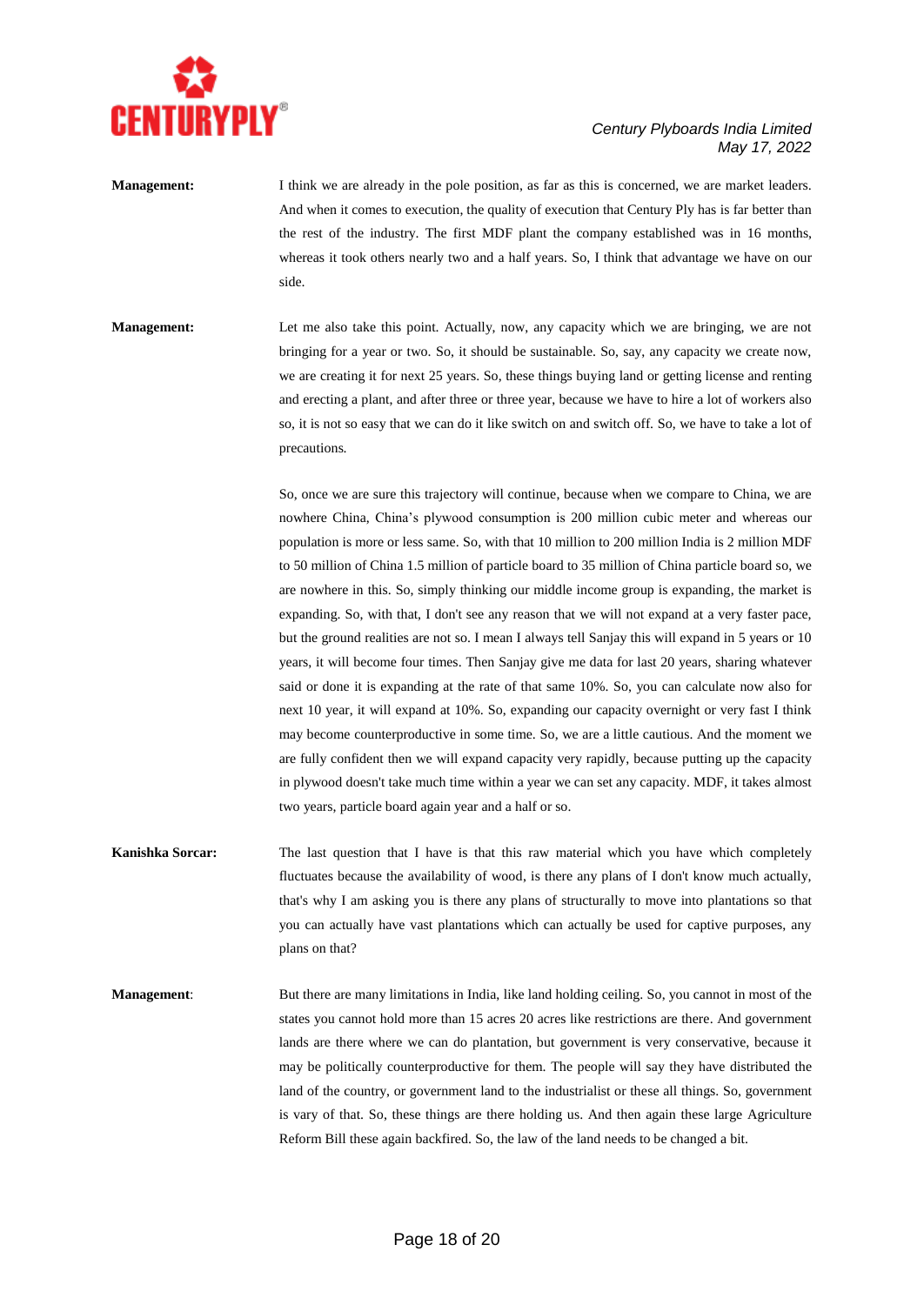**Management:** I think we are already in the pole position, as far as this is concerned, we are market leaders. And when it comes to execution, the quality of execution that Century Ply has is far better than the rest of the industry. The first MDF plant the company established was in 16 months, whereas it took others nearly two and a half years. So, I think that advantage we have on our side.

**Management:** Let me also take this point. Actually, now, any capacity which we are bringing, we are not bringing for a year or two. So, it should be sustainable. So, say, any capacity we create now, we are creating it for next 25 years. So, these things buying land or getting license and renting and erecting a plant, and after three or three year, because we have to hire a lot of workers also so, it is not so easy that we can do it like switch on and switch off. So, we have to take a lot of precautions.

So, once we are sure this trajectory will continue, because when we compare to China, we are nowhere China, China's plywood consumption is 200 million cubic meter and whereas our population is more or less same. So, with that 10 million to 200 million India is 2 million MDF to 50 million of China 1.5 million of particle board to 35 million of China particle board so, we are nowhere in this. So, simply thinking our middle income group is expanding, the market is expanding. So, with that, I don't see any reason that we will not expand at a very faster pace, but the ground realities are not so. I mean I always tell Sanjay this will expand in 5 years or 10 years, it will become four times. Then Sanjay give me data for last 20 years, sharing whatever said or done it is expanding at the rate of that same 10%. So, you can calculate now also for next 10 year, it will expand at 10%. So, expanding our capacity overnight or very fast I think may become counterproductive in some time. So, we are a little cautious. And the moment we are fully confident then we will expand capacity very rapidly, because putting up the capacity in plywood doesn't take much time within a year we can set any capacity. MDF, it takes almost two years, particle board again year and a half or so.

**Kanishka Sorcar:** The last question that I have is that this raw material which you have which completely fluctuates because the availability of wood, is there any plans of I don't know much actually, that's why I am asking you is there any plans of structurally to move into plantations so that you can actually have vast plantations which can actually be used for captive purposes, any plans on that?

**Management**: But there are many limitations in India, like land holding ceiling. So, you cannot in most of the states you cannot hold more than 15 acres 20 acres like restrictions are there. And government lands are there where we can do plantation, but government is very conservative, because it may be politically counterproductive for them. The people will say they have distributed the land of the country, or government land to the industrialist or these all things. So, government is vary of that. So, these things are there holding us. And then again these large Agriculture Reform Bill these again backfired. So, the law of the land needs to be changed a bit.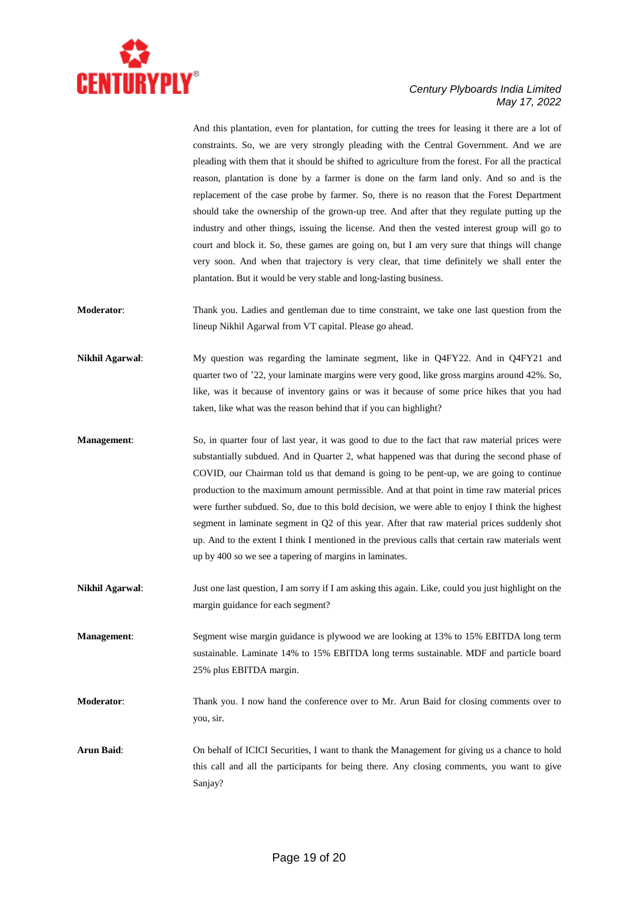And this plantation, even for plantation, for cutting the trees for leasing it there are a lot of constraints. So, we are very strongly pleading with the Central Government. And we are pleading with them that it should be shifted to agriculture from the forest. For all the practical reason, plantation is done by a farmer is done on the farm land only. And so and is the replacement of the case probe by farmer. So, there is no reason that the Forest Department should take the ownership of the grown-up tree. And after that they regulate putting up the industry and other things, issuing the license. And then the vested interest group will go to court and block it. So, these games are going on, but I am very sure that things will change very soon. And when that trajectory is very clear, that time definitely we shall enter the plantation. But it would be very stable and long-lasting business.

**Moderator**: Thank you. Ladies and gentleman due to time constraint, we take one last question from the lineup Nikhil Agarwal from VT capital. Please go ahead.

**Nikhil Agarwal**: My question was regarding the laminate segment, like in Q4FY22. And in Q4FY21 and quarter two of '22, your laminate margins were very good, like gross margins around 42%. So, like, was it because of inventory gains or was it because of some price hikes that you had taken, like what was the reason behind that if you can highlight?

**Management**: So, in quarter four of last year, it was good to due to the fact that raw material prices were substantially subdued. And in Quarter 2, what happened was that during the second phase of COVID, our Chairman told us that demand is going to be pent-up, we are going to continue production to the maximum amount permissible. And at that point in time raw material prices were further subdued. So, due to this bold decision, we were able to enjoy I think the highest segment in laminate segment in Q2 of this year. After that raw material prices suddenly shot up. And to the extent I think I mentioned in the previous calls that certain raw materials went up by 400 so we see a tapering of margins in laminates.

**Nikhil Agarwal**: Just one last question, I am sorry if I am asking this again. Like, could you just highlight on the margin guidance for each segment?

**Management**: Segment wise margin guidance is plywood we are looking at 13% to 15% EBITDA long term sustainable. Laminate 14% to 15% EBITDA long terms sustainable. MDF and particle board 25% plus EBITDA margin.

**Moderator**: Thank you. I now hand the conference over to Mr. Arun Baid for closing comments over to you, sir.

**Arun Baid**: On behalf of ICICI Securities, I want to thank the Management for giving us a chance to hold this call and all the participants for being there. Any closing comments, you want to give Sanjay?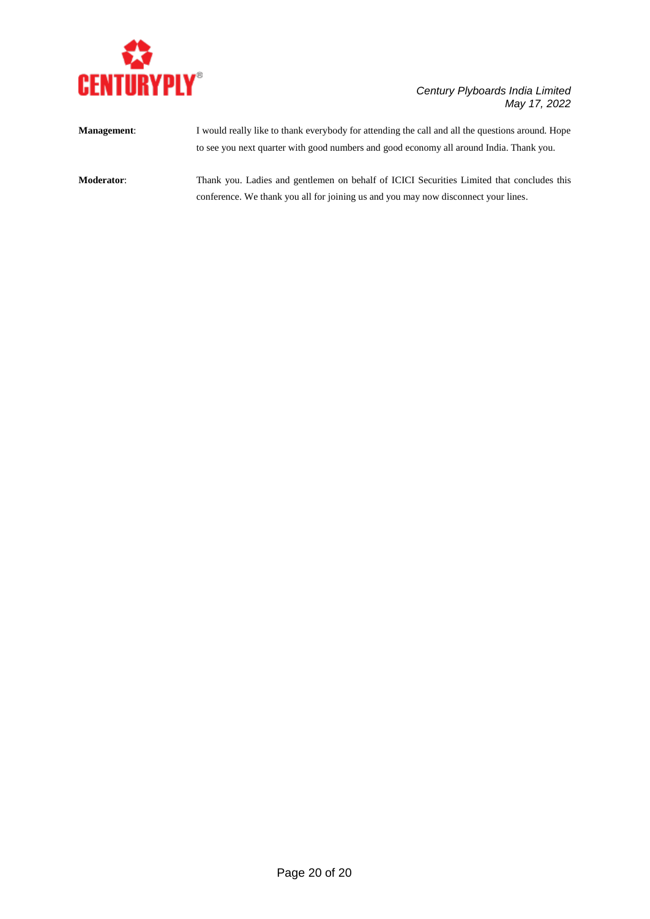**Management**: I would really like to thank everybody for attending the call and all the questions around. Hope to see you next quarter with good numbers and good economy all around India. Thank you.

**Moderator**: Thank you. Ladies and gentlemen on behalf of ICICI Securities Limited that concludes this conference. We thank you all for joining us and you may now disconnect your lines.